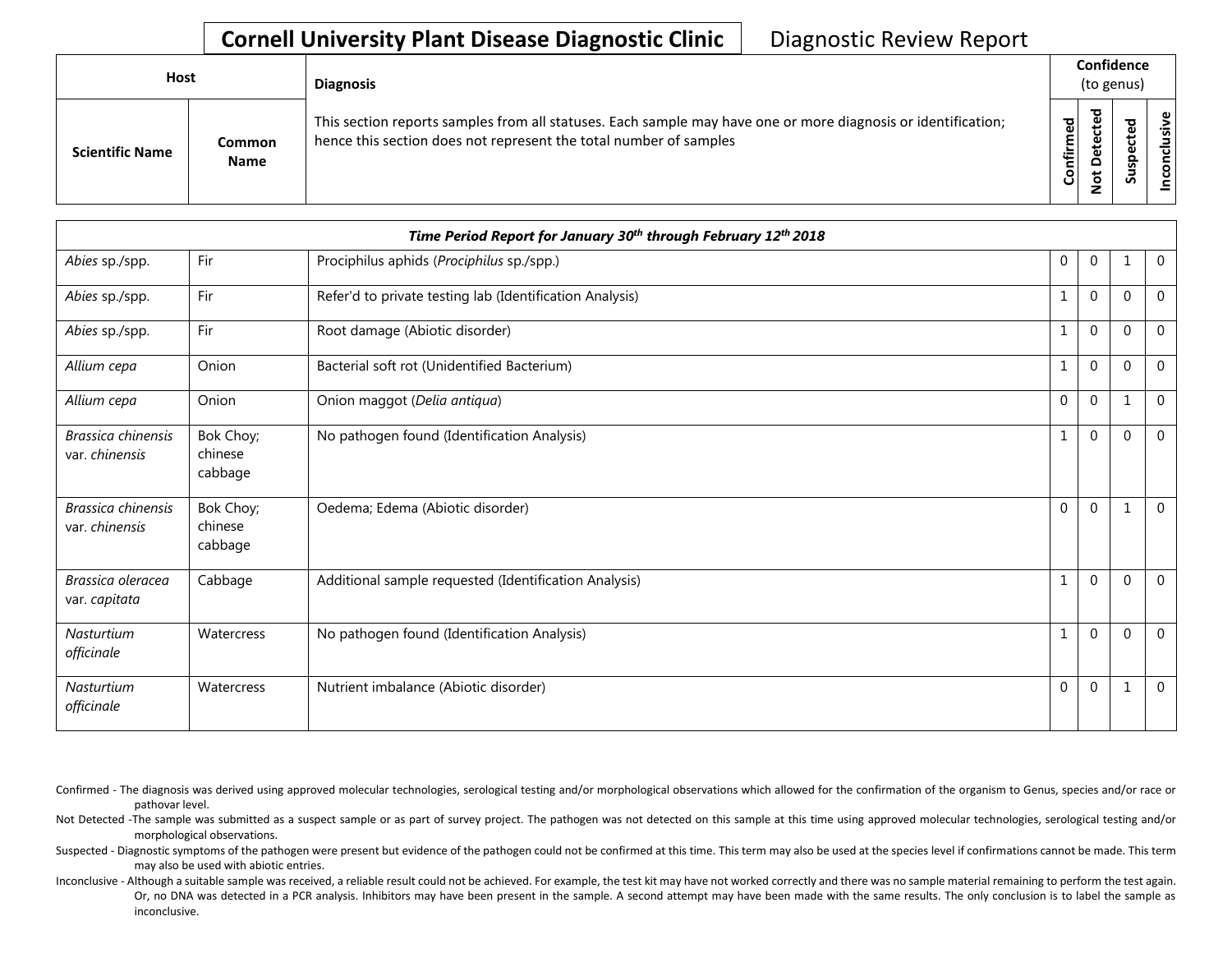**Cornell University Plant Disease Diagnostic Clinic** Diagnostic Review Report

| Host | | Diagnosis | Confidence (to genus) | | | |
|---|---|---|---|---|---|---|
| **Scientific Name** | **Common Name** | This section reports samples from all statuses. Each sample may have one or more diagnosis or identification; hence this section does not represent the total number of samples | **Confirmed** | **Not Detected** | **Suspected** | **Inconclusive** |
| ***Time Period Report for January 30th through February 12th 2018*** | | | | | | |
| *Abies* sp./spp. | Fir | Prociphilus aphids (*Prociphilus* sp./spp.) | 0 | 0 | 1 | 0 |
| *Abies* sp./spp. | Fir | Refer'd to private testing lab (Identification Analysis) | 1 | 0 | 0 | 0 |
| *Abies* sp./spp. | Fir | Root damage (Abiotic disorder) | 1 | 0 | 0 | 0 |
| *Allium cepa* | Onion | Bacterial soft rot (Unidentified Bacterium) | 1 | 0 | 0 | 0 |
| *Allium cepa* | Onion | Onion maggot (*Delia antiqua*) | 0 | 0 | 1 | 0 |
| *Brassica chinensis* var. *chinensis* | Bok Choy; chinese cabbage | No pathogen found (Identification Analysis) | 1 | 0 | 0 | 0 |
| *Brassica chinensis* var. *chinensis* | Bok Choy; chinese cabbage | Oedema; Edema (Abiotic disorder) | 0 | 0 | 1 | 0 |
| *Brassica oleracea* var. *capitata* | Cabbage | Additional sample requested (Identification Analysis) | 1 | 0 | 0 | 0 |
| *Nasturtium officinale* | Watercress | No pathogen found (Identification Analysis) | 1 | 0 | 0 | 0 |
| *Nasturtium officinale* | Watercress | Nutrient imbalance (Abiotic disorder) | 0 | 0 | 1 | 0 |

Confirmed - The diagnosis was derived using approved molecular technologies, serological testing and/or morphological observations which allowed for the confirmation of the organism to Genus, species and/or race or pathovar level.

Not Detected -The sample was submitted as a suspect sample or as part of survey project. The pathogen was not detected on this sample at this time using approved molecular technologies, serological testing and/or morphological observations.

Suspected - Diagnostic symptoms of the pathogen were present but evidence of the pathogen could not be confirmed at this time. This term may also be used at the species level if confirmations cannot be made. This term may also be used with abiotic entries.

Inconclusive - Although a suitable sample was received, a reliable result could not be achieved. For example, the test kit may have not worked correctly and there was no sample material remaining to perform the test again. Or, no DNA was detected in a PCR analysis. Inhibitors may have been present in the sample. A second attempt may have been made with the same results. The only conclusion is to label the sample as inconclusive.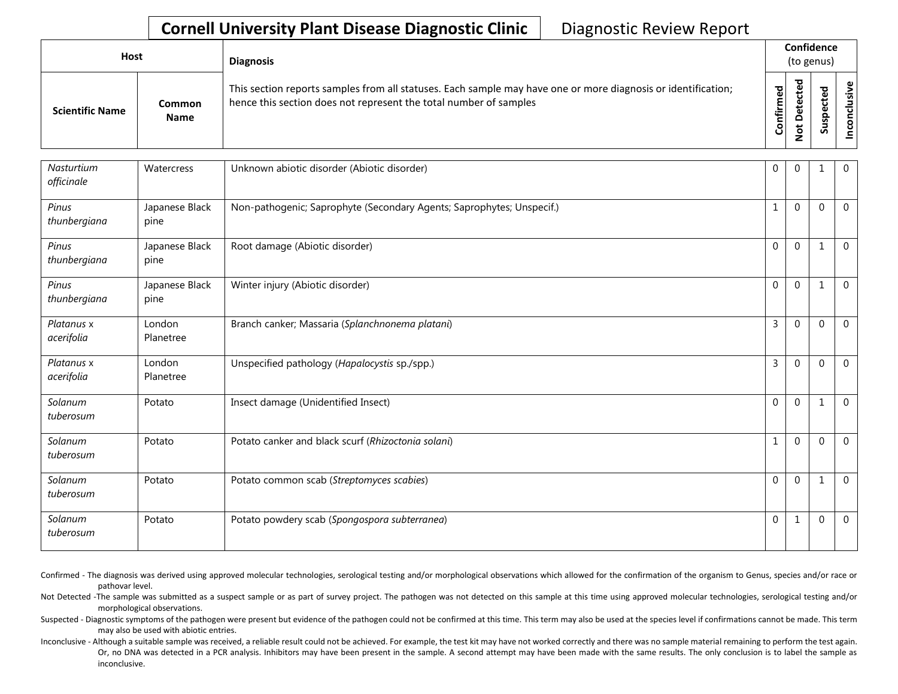**Cornell University Plant Disease Diagnostic Clinic** Diagnostic Review Report

| Host | | Diagnosis | Confidence (to genus) | | | |
|---|---|---|---|---|---|---|
| Scientific Name | Common Name | This section reports samples from all statuses. Each sample may have one or more diagnosis or identification; hence this section does not represent the total number of samples | Confirmed | Not Detected | Suspected | Inconclusive |
| *Nasturtium officinale* | Watercress | Unknown abiotic disorder (Abiotic disorder) | 0 | 0 | 1 | 0 |
| *Pinus thunbergiana* | Japanese Black pine | Non-pathogenic; Saprophyte (Secondary Agents; Saprophytes; Unspecif.) | 1 | 0 | 0 | 0 |
| *Pinus thunbergiana* | Japanese Black pine | Root damage (Abiotic disorder) | 0 | 0 | 1 | 0 |
| *Pinus thunbergiana* | Japanese Black pine | Winter injury (Abiotic disorder) | 0 | 0 | 1 | 0 |
| *Platanus* x *acerifolia* | London Planetree | Branch canker; Massaria (*Splanchnonema platani*) | 3 | 0 | 0 | 0 |
| *Platanus* x *acerifolia* | London Planetree | Unspecified pathology (*Hapalocystis* sp./spp.) | 3 | 0 | 0 | 0 |
| *Solanum tuberosum* | Potato | Insect damage (Unidentified Insect) | 0 | 0 | 1 | 0 |
| *Solanum tuberosum* | Potato | Potato canker and black scurf (*Rhizoctonia solani*) | 1 | 0 | 0 | 0 |
| *Solanum tuberosum* | Potato | Potato common scab (*Streptomyces scabies*) | 0 | 0 | 1 | 0 |
| *Solanum tuberosum* | Potato | Potato powdery scab (*Spongospora subterranea*) | 0 | 1 | 0 | 0 |

Confirmed - The diagnosis was derived using approved molecular technologies, serological testing and/or morphological observations which allowed for the confirmation of the organism to Genus, species and/or race or pathovar level.

Not Detected -The sample was submitted as a suspect sample or as part of survey project. The pathogen was not detected on this sample at this time using approved molecular technologies, serological testing and/or morphological observations.

Suspected - Diagnostic symptoms of the pathogen were present but evidence of the pathogen could not be confirmed at this time. This term may also be used at the species level if confirmations cannot be made. This term may also be used with abiotic entries.

Inconclusive - Although a suitable sample was received, a reliable result could not be achieved. For example, the test kit may have not worked correctly and there was no sample material remaining to perform the test again. Or, no DNA was detected in a PCR analysis. Inhibitors may have been present in the sample. A second attempt may have been made with the same results. The only conclusion is to label the sample as inconclusive.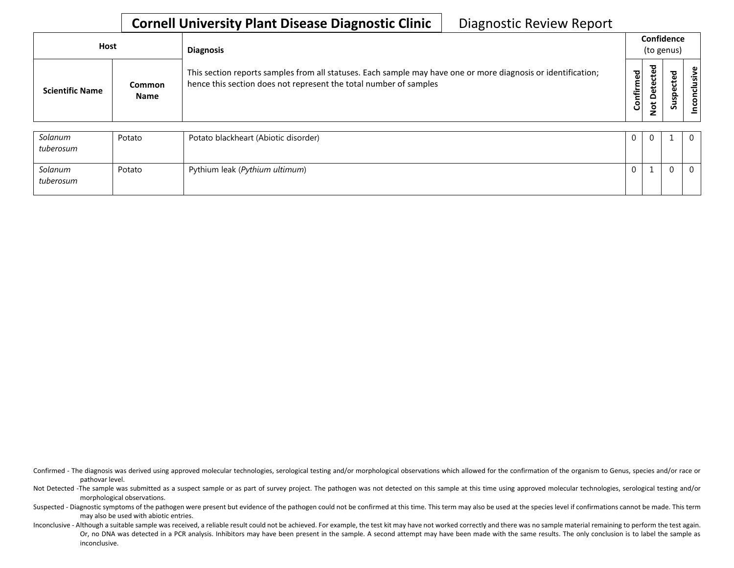**Cornell University Plant Disease Diagnostic Clinic** Diagnostic Review Report

| Host | | Diagnosis | Confidence (to genus) | | | |
|---|---|---|---|---|---|---|
| Scientific Name | Common Name | This section reports samples from all statuses. Each sample may have one or more diagnosis or identification; hence this section does not represent the total number of samples | Confirmed | Not Detected | Suspected | Inconclusive |
| *Solanum tuberosum* | Potato | Potato blackheart (Abiotic disorder) | 0 | 0 | 1 | 0 |
| *Solanum tuberosum* | Potato | Pythium leak (*Pythium ultimum*) | 0 | 1 | 0 | 0 |

Confirmed - The diagnosis was derived using approved molecular technologies, serological testing and/or morphological observations which allowed for the confirmation of the organism to Genus, species and/or race or pathovar level.

Not Detected -The sample was submitted as a suspect sample or as part of survey project. The pathogen was not detected on this sample at this time using approved molecular technologies, serological testing and/or morphological observations.

Suspected - Diagnostic symptoms of the pathogen were present but evidence of the pathogen could not be confirmed at this time. This term may also be used at the species level if confirmations cannot be made. This term may also be used with abiotic entries.

Inconclusive - Although a suitable sample was received, a reliable result could not be achieved. For example, the test kit may have not worked correctly and there was no sample material remaining to perform the test again. Or, no DNA was detected in a PCR analysis. Inhibitors may have been present in the sample. A second attempt may have been made with the same results. The only conclusion is to label the sample as inconclusive.